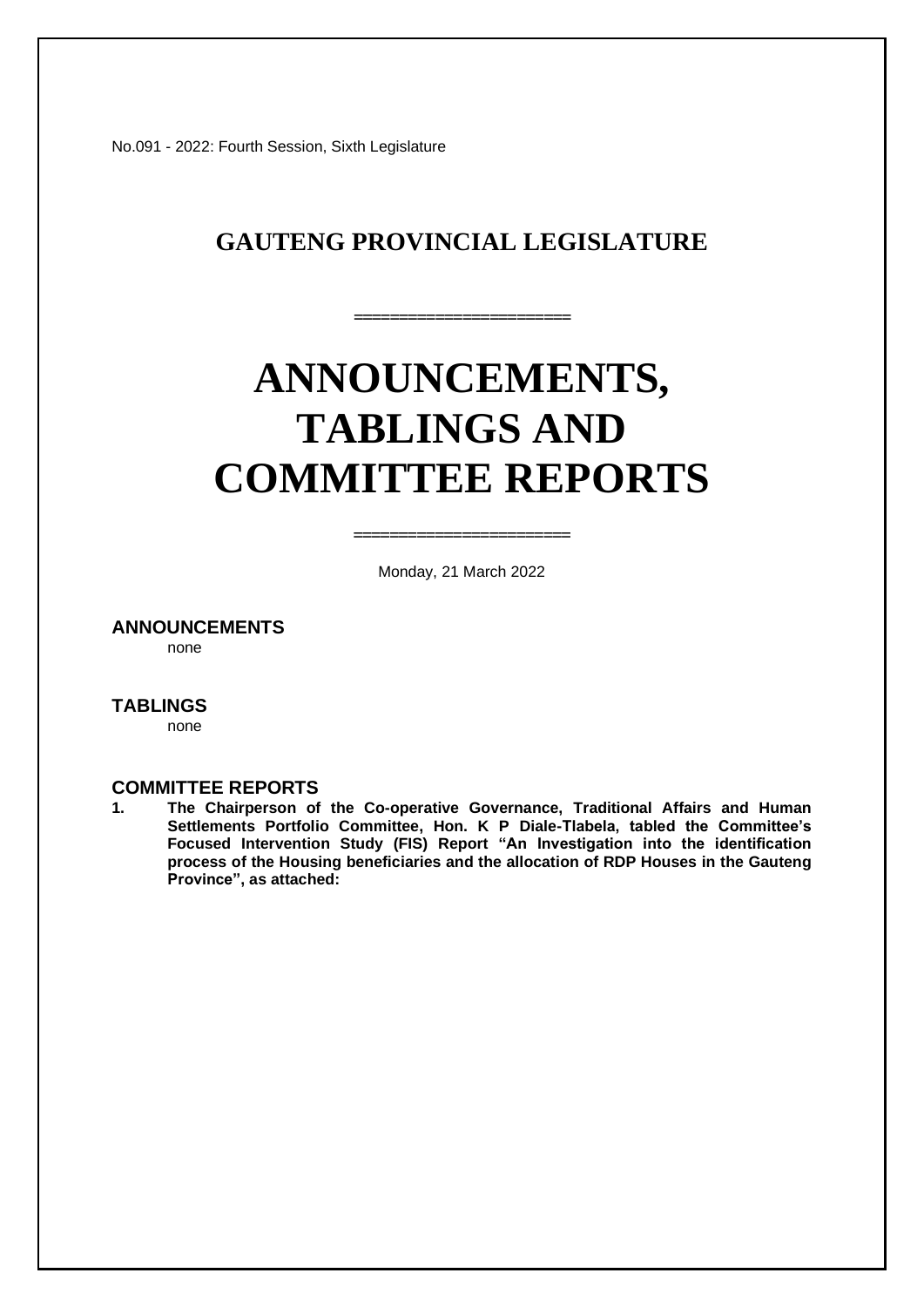No.091 - 2022: Fourth Session, Sixth Legislature

# GAUTENG PROVINCIAL LEGISLATURE

=====================

# ANNOUNCEMENTS, TABLINGS AND COMMITTEE REPORTS

=====================

Monday, 21 March 2022

## ANNOUNCEMENTS

none

## TABLINGS

none

## COMMITTEE REPORTS

1. **The Chairperson of the Co-operative Governance, Traditional Affairs and Human Settlements Portfolio Committee, Hon. K P Diale-Tlabela, tabled the Committee's Focused Intervention Study (FIS) Report "An Investigation into the identification process of the Housing beneficiaries and the allocation of RDP Houses in the Gauteng Province", as attached:**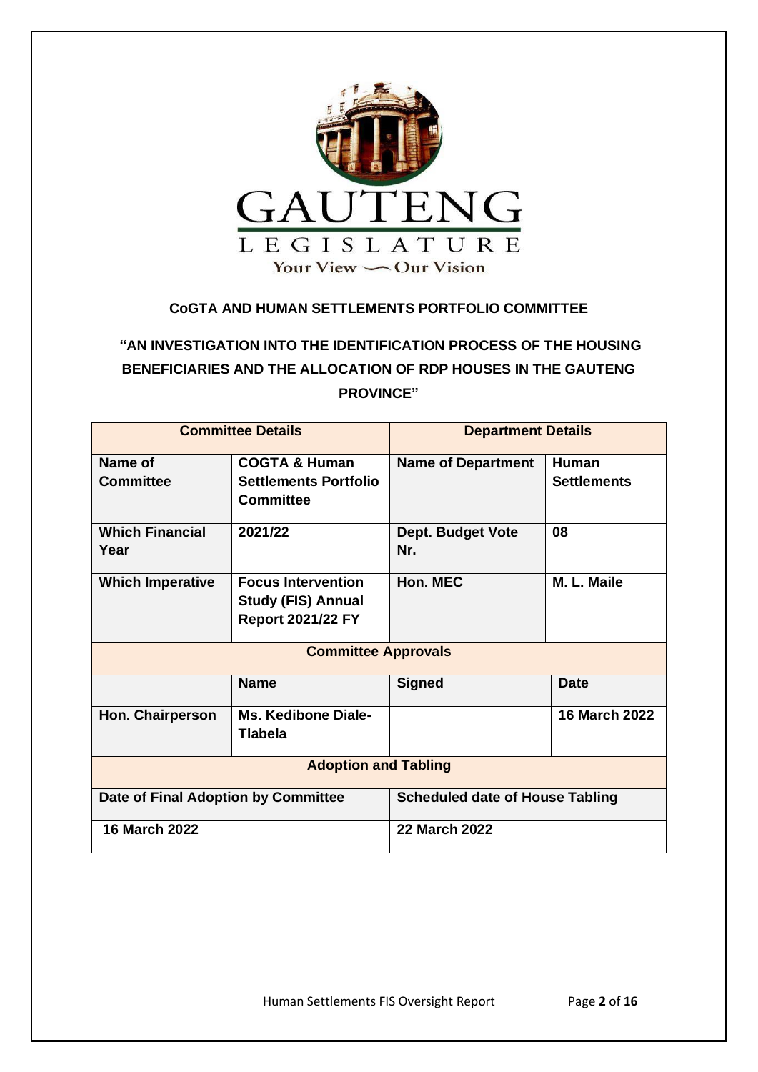GAUTENG

LEGISLATURE

Your View — Our Vision

**CoGTA AND HUMAN SETTLEMENTS PORTFOLIO COMMITTEE**

**"AN INVESTIGATION INTO THE IDENTIFICATION PROCESS OF THE HOUSING BENEFICIARIES AND THE ALLOCATION OF RDP HOUSES IN THE GAUTENG PROVINCE"**

| **Committee Details** | | **Department Details** | |
|---|---|---|---|
| **Name of Committee** | **COGTA & Human Settlements Portfolio Committee** | **Name of Department** | **Human Settlements** |
| **Which Financial Year** | **2021/22** | **Dept. Budget Vote Nr.** | **08** |
| **Which Imperative** | **Focus Intervention Study (FIS) Annual Report 2021/22 FY** | **Hon. MEC** | **M. L. Maile** |
| **Committee Approvals** | | | |
| | **Name** | **Signed** | **Date** |
| **Hon. Chairperson** | **Ms. Kedibone Diale-Tlabela** | | **16 March 2022** |
| **Adoption and Tabling** | | | |
| **Date of Final Adoption by Committee** | | **Scheduled date of House Tabling** | |
| **16 March 2022** | | **22 March 2022** | |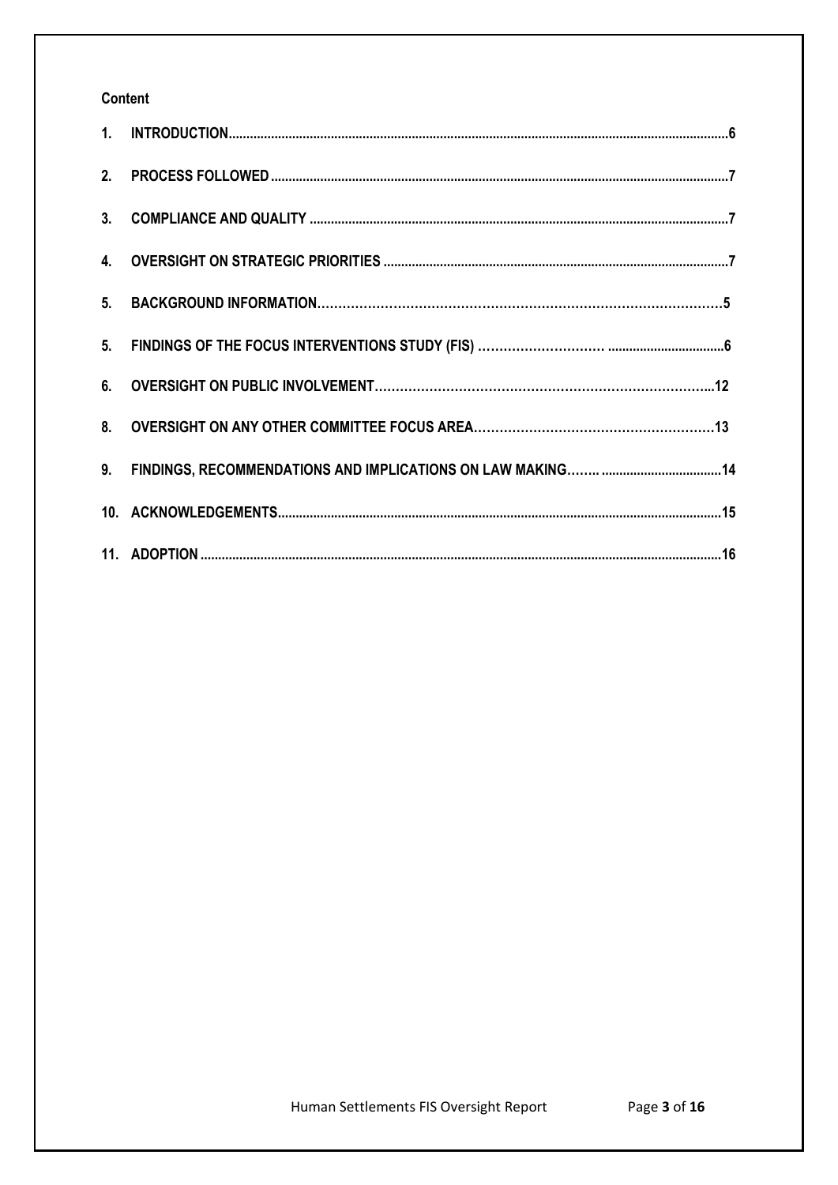**Content**

1. INTRODUCTION............................................................................................................................................6
2. PROCESS FOLLOWED.................................................................................................................................7
3. COMPLIANCE AND QUALITY ......................................................................................................................7
4. OVERSIGHT ON STRATEGIC PRIORITIES .................................................................................................7
5. BACKGROUND INFORMATION..................................................................................................5
5. FINDINGS OF THE FOCUS INTERVENTIONS STUDY (FIS) ............................... .................................6
6. OVERSIGHT ON PUBLIC INVOLVEMENT..........................................................................................12
8. OVERSIGHT ON ANY OTHER COMMITTEE FOCUS AREA..........................................................13
9. FINDINGS, RECOMMENDATIONS AND IMPLICATIONS ON LAW MAKING........ ..................................14
10. ACKNOWLEDGEMENTS..............................................................................................................................15
11. ADOPTION .................................................................................................................................................16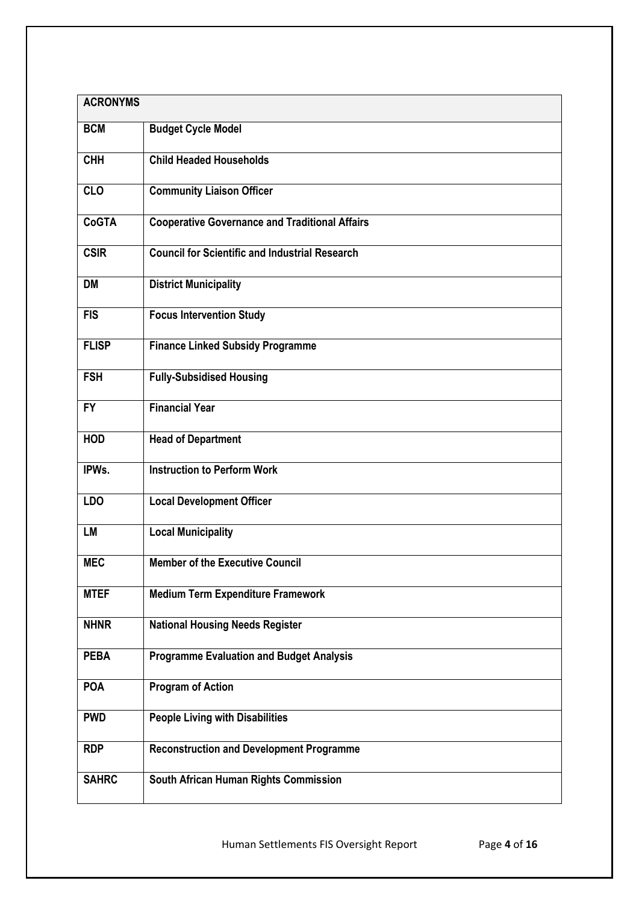| ACRONYMS | |
|---|---|
| **BCM** | **Budget Cycle Model** |
| **CHH** | **Child Headed Households** |
| **CLO** | **Community Liaison Officer** |
| **CoGTA** | **Cooperative Governance and Traditional Affairs** |
| **CSIR** | **Council for Scientific and Industrial Research** |
| **DM** | **District Municipality** |
| **FIS** | **Focus Intervention Study** |
| **FLISP** | **Finance Linked Subsidy Programme** |
| **FSH** | **Fully-Subsidised Housing** |
| **FY** | **Financial Year** |
| **HOD** | **Head of Department** |
| **IPWs.** | **Instruction to Perform Work** |
| **LDO** | **Local Development Officer** |
| **LM** | **Local Municipality** |
| **MEC** | **Member of the Executive Council** |
| **MTEF** | **Medium Term Expenditure Framework** |
| **NHNR** | **National Housing Needs Register** |
| **PEBA** | **Programme Evaluation and Budget Analysis** |
| **POA** | **Program of Action** |
| **PWD** | **People Living with Disabilities** |
| **RDP** | **Reconstruction and Development Programme** |
| **SAHRC** | **South African Human Rights Commission** |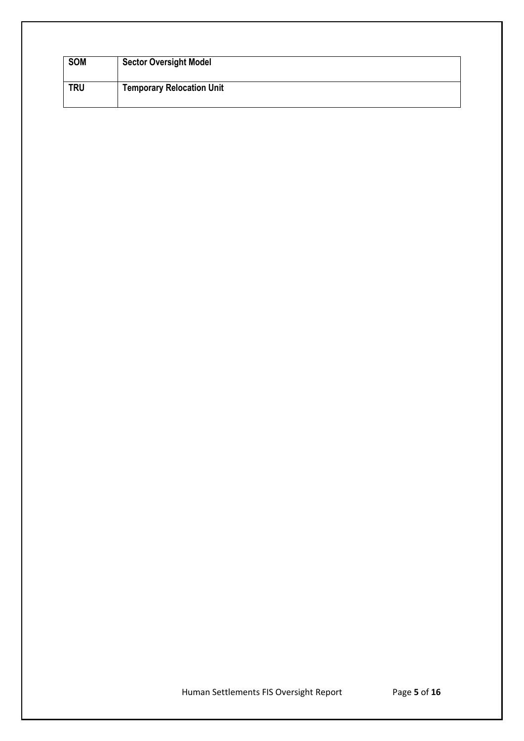| SOM | Sector Oversight Model |
|---|---|
| TRU | Temporary Relocation Unit |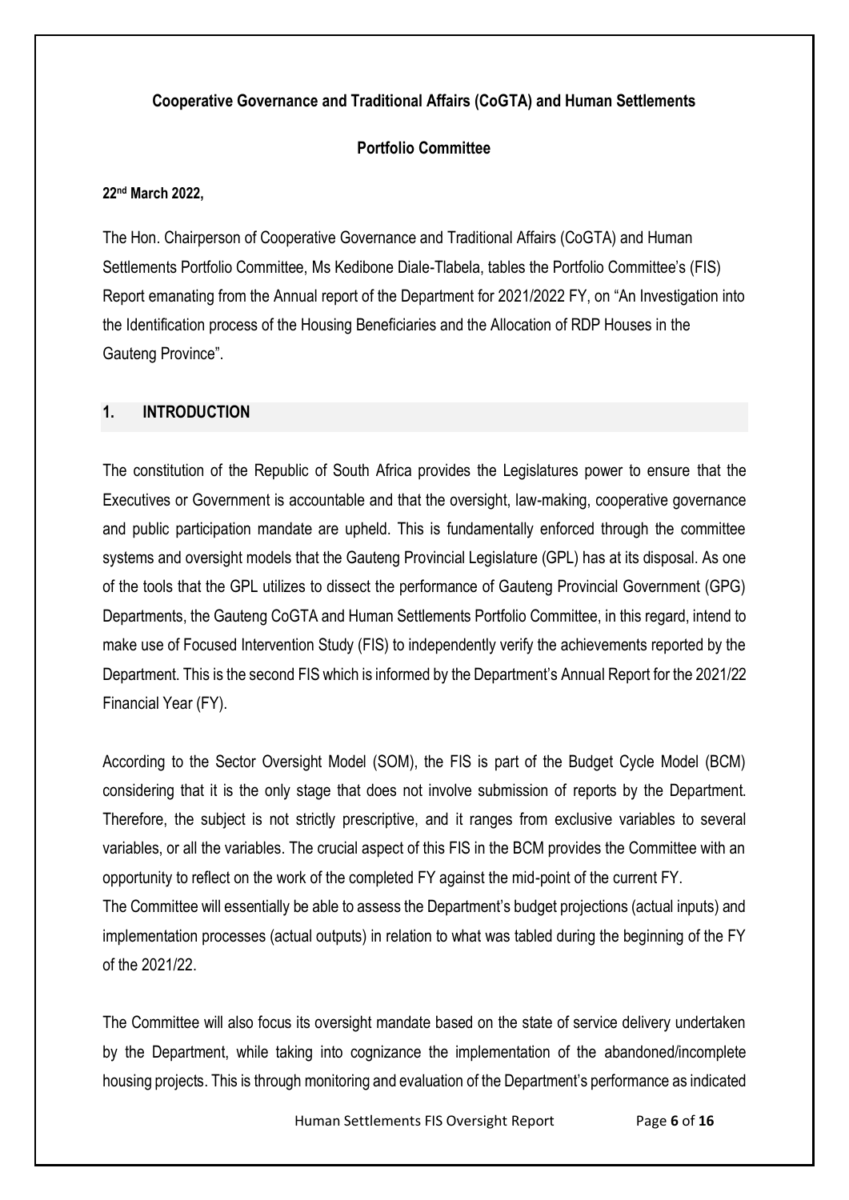**Cooperative Governance and Traditional Affairs (CoGTA) and Human Settlements**

**Portfolio Committee**

**22nd March 2022,**

The Hon. Chairperson of Cooperative Governance and Traditional Affairs (CoGTA) and Human Settlements Portfolio Committee, Ms Kedibone Diale-Tlabela, tables the Portfolio Committee's (FIS) Report emanating from the Annual report of the Department for 2021/2022 FY, on "An Investigation into the Identification process of the Housing Beneficiaries and the Allocation of RDP Houses in the Gauteng Province".

## 1. INTRODUCTION

The constitution of the Republic of South Africa provides the Legislatures power to ensure that the Executives or Government is accountable and that the oversight, law-making, cooperative governance and public participation mandate are upheld. This is fundamentally enforced through the committee systems and oversight models that the Gauteng Provincial Legislature (GPL) has at its disposal. As one of the tools that the GPL utilizes to dissect the performance of Gauteng Provincial Government (GPG) Departments, the Gauteng CoGTA and Human Settlements Portfolio Committee, in this regard, intend to make use of Focused Intervention Study (FIS) to independently verify the achievements reported by the Department. This is the second FIS which is informed by the Department's Annual Report for the 2021/22 Financial Year (FY).

According to the Sector Oversight Model (SOM), the FIS is part of the Budget Cycle Model (BCM) considering that it is the only stage that does not involve submission of reports by the Department. Therefore, the subject is not strictly prescriptive, and it ranges from exclusive variables to several variables, or all the variables. The crucial aspect of this FIS in the BCM provides the Committee with an opportunity to reflect on the work of the completed FY against the mid-point of the current FY.
The Committee will essentially be able to assess the Department's budget projections (actual inputs) and implementation processes (actual outputs) in relation to what was tabled during the beginning of the FY of the 2021/22.

The Committee will also focus its oversight mandate based on the state of service delivery undertaken by the Department, while taking into cognizance the implementation of the abandoned/incomplete housing projects. This is through monitoring and evaluation of the Department's performance as indicated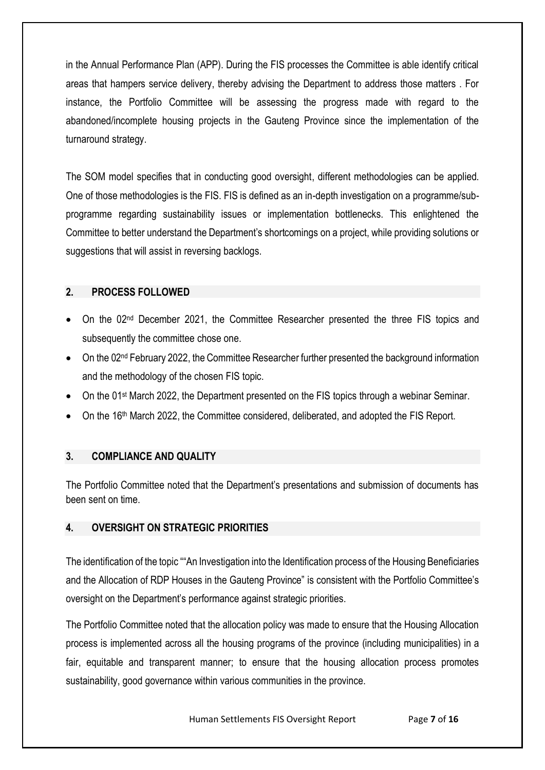in the Annual Performance Plan (APP). During the FIS processes the Committee is able identify critical areas that hampers service delivery, thereby advising the Department to address those matters . For instance, the Portfolio Committee will be assessing the progress made with regard to the abandoned/incomplete housing projects in the Gauteng Province since the implementation of the turnaround strategy.

The SOM model specifies that in conducting good oversight, different methodologies can be applied. One of those methodologies is the FIS. FIS is defined as an in-depth investigation on a programme/sub-programme regarding sustainability issues or implementation bottlenecks. This enlightened the Committee to better understand the Department's shortcomings on a project, while providing solutions or suggestions that will assist in reversing backlogs.

## 2. PROCESS FOLLOWED

- On the 02nd December 2021, the Committee Researcher presented the three FIS topics and subsequently the committee chose one.
- On the 02nd February 2022, the Committee Researcher further presented the background information and the methodology of the chosen FIS topic.
- On the 01st March 2022, the Department presented on the FIS topics through a webinar Seminar.
- On the 16th March 2022, the Committee considered, deliberated, and adopted the FIS Report.

## 3. COMPLIANCE AND QUALITY

The Portfolio Committee noted that the Department's presentations and submission of documents has been sent on time.

## 4. OVERSIGHT ON STRATEGIC PRIORITIES

The identification of the topic ""An Investigation into the Identification process of the Housing Beneficiaries and the Allocation of RDP Houses in the Gauteng Province" is consistent with the Portfolio Committee's oversight on the Department's performance against strategic priorities.

The Portfolio Committee noted that the allocation policy was made to ensure that the Housing Allocation process is implemented across all the housing programs of the province (including municipalities) in a fair, equitable and transparent manner; to ensure that the housing allocation process promotes sustainability, good governance within various communities in the province.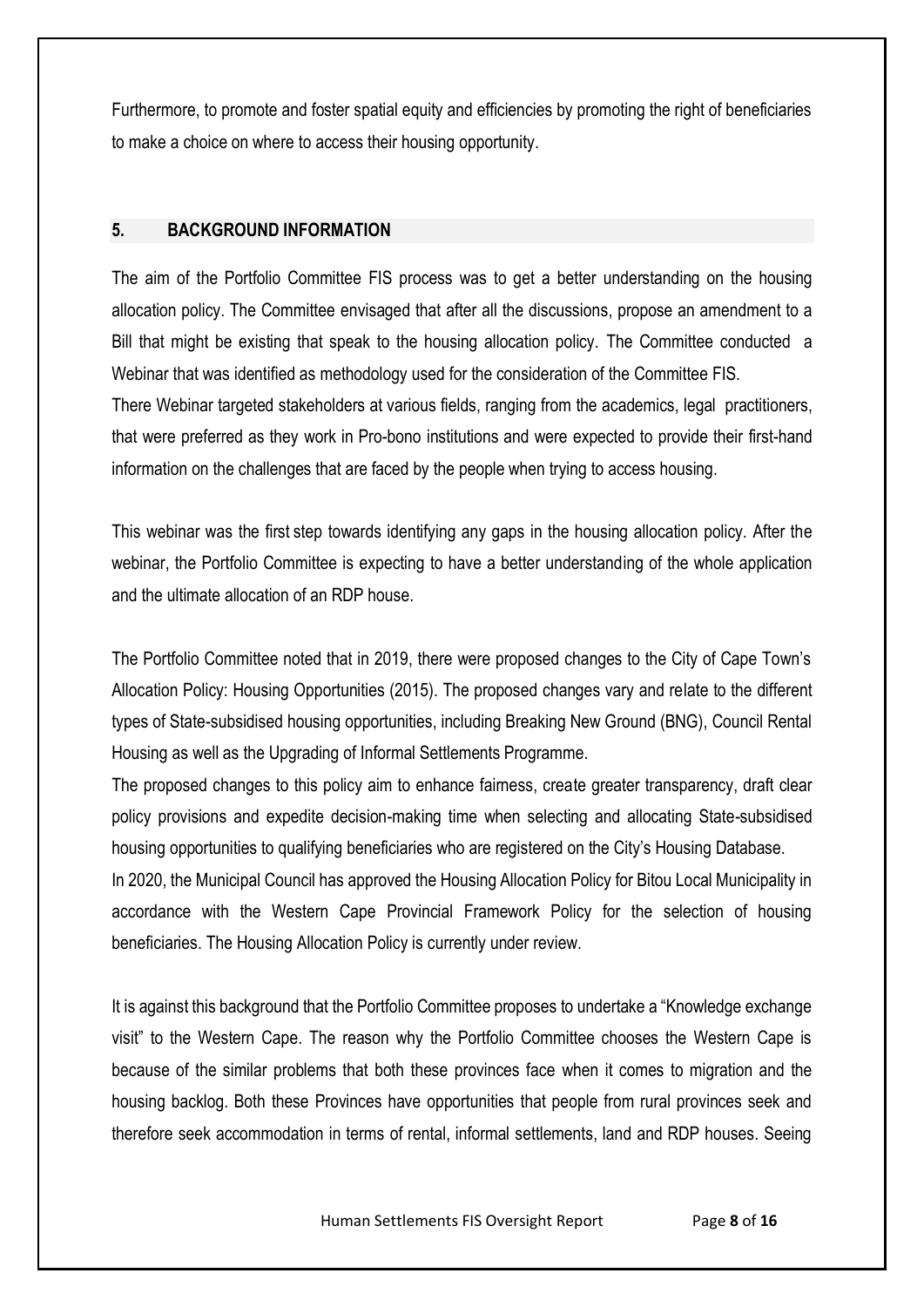Furthermore, to promote and foster spatial equity and efficiencies by promoting the right of beneficiaries to make a choice on where to access their housing opportunity.

## 5. BACKGROUND INFORMATION

The aim of the Portfolio Committee FIS process was to get a better understanding on the housing allocation policy. The Committee envisaged that after all the discussions, propose an amendment to a Bill that might be existing that speak to the housing allocation policy. The Committee conducted a Webinar that was identified as methodology used for the consideration of the Committee FIS.

There Webinar targeted stakeholders at various fields, ranging from the academics, legal practitioners, that were preferred as they work in Pro-bono institutions and were expected to provide their first-hand information on the challenges that are faced by the people when trying to access housing.

This webinar was the first step towards identifying any gaps in the housing allocation policy. After the webinar, the Portfolio Committee is expecting to have a better understanding of the whole application and the ultimate allocation of an RDP house.

The Portfolio Committee noted that in 2019, there were proposed changes to the City of Cape Town's Allocation Policy: Housing Opportunities (2015). The proposed changes vary and relate to the different types of State-subsidised housing opportunities, including Breaking New Ground (BNG), Council Rental Housing as well as the Upgrading of Informal Settlements Programme.

The proposed changes to this policy aim to enhance fairness, create greater transparency, draft clear policy provisions and expedite decision-making time when selecting and allocating State-subsidised housing opportunities to qualifying beneficiaries who are registered on the City's Housing Database.

In 2020, the Municipal Council has approved the Housing Allocation Policy for Bitou Local Municipality in accordance with the Western Cape Provincial Framework Policy for the selection of housing beneficiaries. The Housing Allocation Policy is currently under review.

It is against this background that the Portfolio Committee proposes to undertake a "Knowledge exchange visit" to the Western Cape. The reason why the Portfolio Committee chooses the Western Cape is because of the similar problems that both these provinces face when it comes to migration and the housing backlog. Both these Provinces have opportunities that people from rural provinces seek and therefore seek accommodation in terms of rental, informal settlements, land and RDP houses. Seeing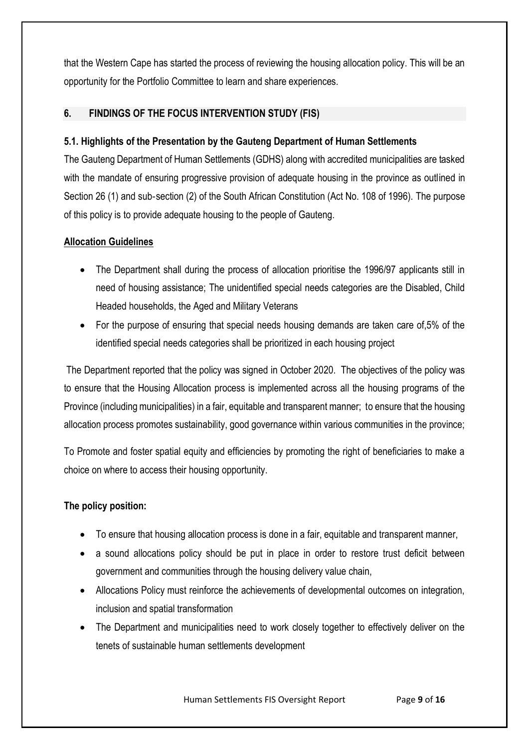that the Western Cape has started the process of reviewing the housing allocation policy. This will be an opportunity for the Portfolio Committee to learn and share experiences.

## 6. FINDINGS OF THE FOCUS INTERVENTION STUDY (FIS)

### 5.1. Highlights of the Presentation by the Gauteng Department of Human Settlements

The Gauteng Department of Human Settlements (GDHS) along with accredited municipalities are tasked with the mandate of ensuring progressive provision of adequate housing in the province as outlined in Section 26 (1) and sub-section (2) of the South African Constitution (Act No. 108 of 1996). The purpose of this policy is to provide adequate housing to the people of Gauteng.

**Allocation Guidelines**

- The Department shall during the process of allocation prioritise the 1996/97 applicants still in need of housing assistance; The unidentified special needs categories are the Disabled, Child Headed households, the Aged and Military Veterans
- For the purpose of ensuring that special needs housing demands are taken care of,5% of the identified special needs categories shall be prioritized in each housing project

The Department reported that the policy was signed in October 2020. The objectives of the policy was to ensure that the Housing Allocation process is implemented across all the housing programs of the Province (including municipalities) in a fair, equitable and transparent manner; to ensure that the housing allocation process promotes sustainability, good governance within various communities in the province;

To Promote and foster spatial equity and efficiencies by promoting the right of beneficiaries to make a choice on where to access their housing opportunity.

**The policy position:**

- To ensure that housing allocation process is done in a fair, equitable and transparent manner,
- a sound allocations policy should be put in place in order to restore trust deficit between government and communities through the housing delivery value chain,
- Allocations Policy must reinforce the achievements of developmental outcomes on integration, inclusion and spatial transformation
- The Department and municipalities need to work closely together to effectively deliver on the tenets of sustainable human settlements development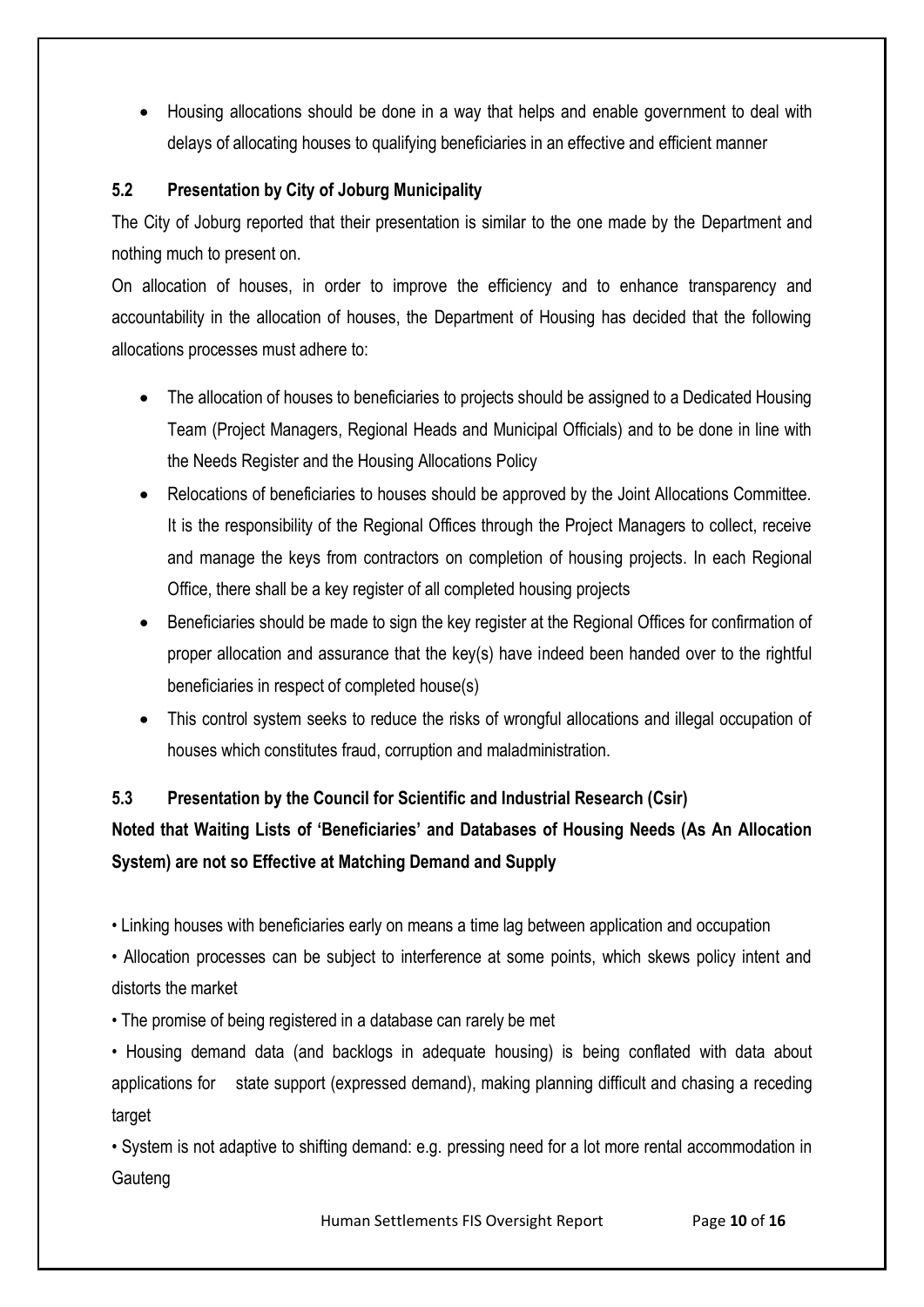- Housing allocations should be done in a way that helps and enable government to deal with delays of allocating houses to qualifying beneficiaries in an effective and efficient manner

### 5.2 Presentation by City of Joburg Municipality

The City of Joburg reported that their presentation is similar to the one made by the Department and nothing much to present on.

On allocation of houses, in order to improve the efficiency and to enhance transparency and accountability in the allocation of houses, the Department of Housing has decided that the following allocations processes must adhere to:

- The allocation of houses to beneficiaries to projects should be assigned to a Dedicated Housing Team (Project Managers, Regional Heads and Municipal Officials) and to be done in line with the Needs Register and the Housing Allocations Policy
- Relocations of beneficiaries to houses should be approved by the Joint Allocations Committee. It is the responsibility of the Regional Offices through the Project Managers to collect, receive and manage the keys from contractors on completion of housing projects. In each Regional Office, there shall be a key register of all completed housing projects
- Beneficiaries should be made to sign the key register at the Regional Offices for confirmation of proper allocation and assurance that the key(s) have indeed been handed over to the rightful beneficiaries in respect of completed house(s)
- This control system seeks to reduce the risks of wrongful allocations and illegal occupation of houses which constitutes fraud, corruption and maladministration.

### 5.3 Presentation by the Council for Scientific and Industrial Research (Csir)

**Noted that Waiting Lists of 'Beneficiaries' and Databases of Housing Needs (As An Allocation System) are not so Effective at Matching Demand and Supply**

- Linking houses with beneficiaries early on means a time lag between application and occupation
- Allocation processes can be subject to interference at some points, which skews policy intent and distorts the market
- The promise of being registered in a database can rarely be met
- Housing demand data (and backlogs in adequate housing) is being conflated with data about applications for state support (expressed demand), making planning difficult and chasing a receding target
- System is not adaptive to shifting demand: e.g. pressing need for a lot more rental accommodation in Gauteng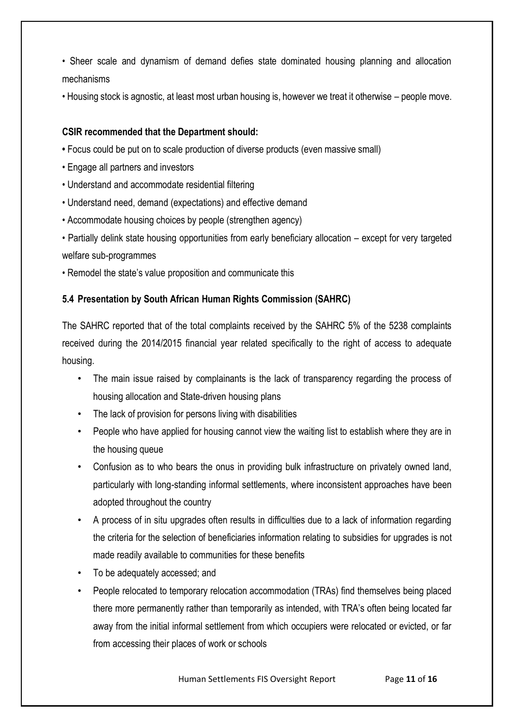- Sheer scale and dynamism of demand defies state dominated housing planning and allocation mechanisms
- Housing stock is agnostic, at least most urban housing is, however we treat it otherwise – people move.

**CSIR recommended that the Department should:**

- Focus could be put on to scale production of diverse products (even massive small)
- Engage all partners and investors
- Understand and accommodate residential filtering
- Understand need, demand (expectations) and effective demand
- Accommodate housing choices by people (strengthen agency)
- Partially delink state housing opportunities from early beneficiary allocation – except for very targeted welfare sub-programmes
- Remodel the state's value proposition and communicate this

### 5.4 Presentation by South African Human Rights Commission (SAHRC)

The SAHRC reported that of the total complaints received by the SAHRC 5% of the 5238 complaints received during the 2014/2015 financial year related specifically to the right of access to adequate housing.

- The main issue raised by complainants is the lack of transparency regarding the process of housing allocation and State-driven housing plans
- The lack of provision for persons living with disabilities
- People who have applied for housing cannot view the waiting list to establish where they are in the housing queue
- Confusion as to who bears the onus in providing bulk infrastructure on privately owned land, particularly with long-standing informal settlements, where inconsistent approaches have been adopted throughout the country
- A process of in situ upgrades often results in difficulties due to a lack of information regarding the criteria for the selection of beneficiaries information relating to subsidies for upgrades is not made readily available to communities for these benefits
- To be adequately accessed; and
- People relocated to temporary relocation accommodation (TRAs) find themselves being placed there more permanently rather than temporarily as intended, with TRA's often being located far away from the initial informal settlement from which occupiers were relocated or evicted, or far from accessing their places of work or schools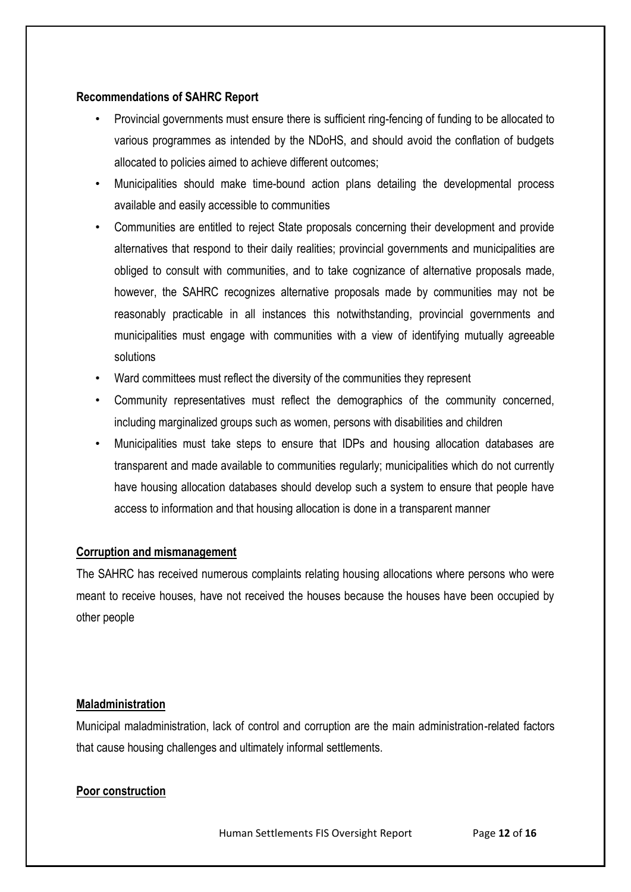**Recommendations of SAHRC Report**

- Provincial governments must ensure there is sufficient ring-fencing of funding to be allocated to various programmes as intended by the NDoHS, and should avoid the conflation of budgets allocated to policies aimed to achieve different outcomes;
- Municipalities should make time-bound action plans detailing the developmental process available and easily accessible to communities
- Communities are entitled to reject State proposals concerning their development and provide alternatives that respond to their daily realities; provincial governments and municipalities are obliged to consult with communities, and to take cognizance of alternative proposals made, however, the SAHRC recognizes alternative proposals made by communities may not be reasonably practicable in all instances this notwithstanding, provincial governments and municipalities must engage with communities with a view of identifying mutually agreeable solutions
- Ward committees must reflect the diversity of the communities they represent
- Community representatives must reflect the demographics of the community concerned, including marginalized groups such as women, persons with disabilities and children
- Municipalities must take steps to ensure that IDPs and housing allocation databases are transparent and made available to communities regularly; municipalities which do not currently have housing allocation databases should develop such a system to ensure that people have access to information and that housing allocation is done in a transparent manner

**Corruption and mismanagement**

The SAHRC has received numerous complaints relating housing allocations where persons who were meant to receive houses, have not received the houses because the houses have been occupied by other people

**Maladministration**

Municipal maladministration, lack of control and corruption are the main administration-related factors that cause housing challenges and ultimately informal settlements.

**Poor construction**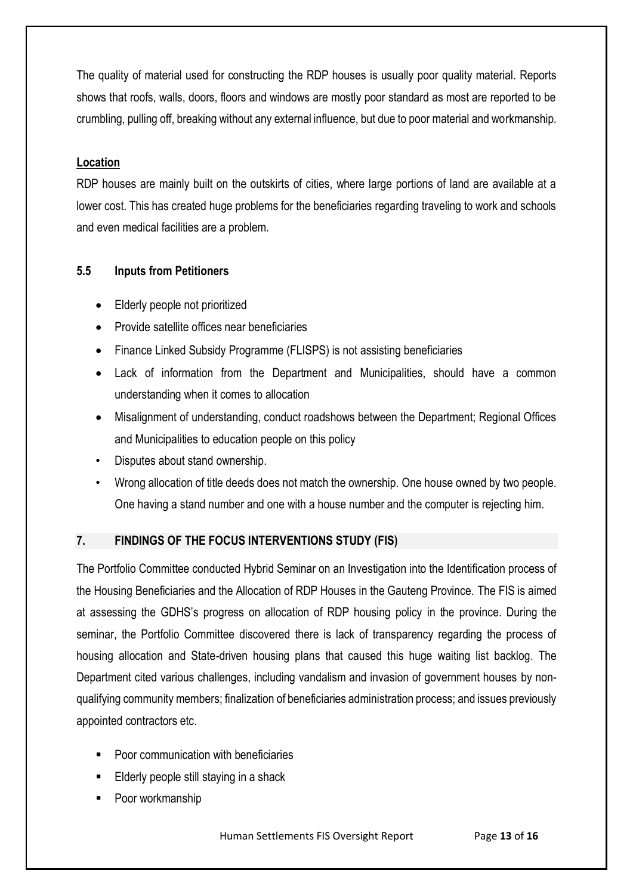The quality of material used for constructing the RDP houses is usually poor quality material. Reports shows that roofs, walls, doors, floors and windows are mostly poor standard as most are reported to be crumbling, pulling off, breaking without any external influence, but due to poor material and workmanship.

**Location**

RDP houses are mainly built on the outskirts of cities, where large portions of land are available at a lower cost. This has created huge problems for the beneficiaries regarding traveling to work and schools and even medical facilities are a problem.

### 5.5 Inputs from Petitioners

- Elderly people not prioritized
- Provide satellite offices near beneficiaries
- Finance Linked Subsidy Programme (FLISPS) is not assisting beneficiaries
- Lack of information from the Department and Municipalities, should have a common understanding when it comes to allocation
- Misalignment of understanding, conduct roadshows between the Department; Regional Offices and Municipalities to education people on this policy
- Disputes about stand ownership.
- Wrong allocation of title deeds does not match the ownership. One house owned by two people. One having a stand number and one with a house number and the computer is rejecting him.

## 7. FINDINGS OF THE FOCUS INTERVENTIONS STUDY (FIS)

The Portfolio Committee conducted Hybrid Seminar on an Investigation into the Identification process of the Housing Beneficiaries and the Allocation of RDP Houses in the Gauteng Province. The FIS is aimed at assessing the GDHS's progress on allocation of RDP housing policy in the province. During the seminar, the Portfolio Committee discovered there is lack of transparency regarding the process of housing allocation and State-driven housing plans that caused this huge waiting list backlog. The Department cited various challenges, including vandalism and invasion of government houses by non-qualifying community members; finalization of beneficiaries administration process; and issues previously appointed contractors etc.

- Poor communication with beneficiaries
- Elderly people still staying in a shack
- Poor workmanship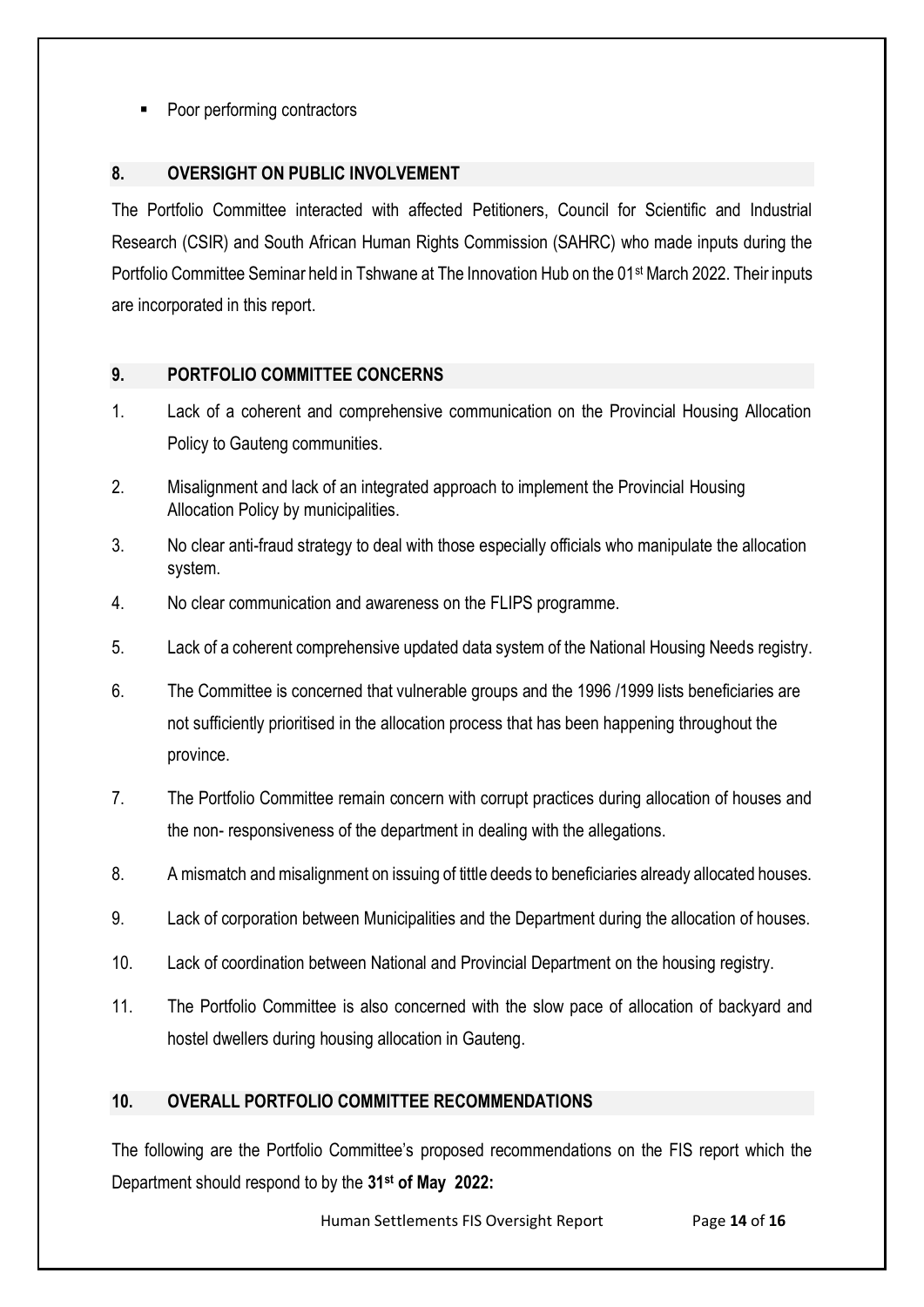- Poor performing contractors

## 8. OVERSIGHT ON PUBLIC INVOLVEMENT

The Portfolio Committee interacted with affected Petitioners, Council for Scientific and Industrial Research (CSIR) and South African Human Rights Commission (SAHRC) who made inputs during the Portfolio Committee Seminar held in Tshwane at The Innovation Hub on the 01st March 2022. Their inputs are incorporated in this report.

## 9. PORTFOLIO COMMITTEE CONCERNS

1. Lack of a coherent and comprehensive communication on the Provincial Housing Allocation Policy to Gauteng communities.
2. Misalignment and lack of an integrated approach to implement the Provincial Housing Allocation Policy by municipalities.
3. No clear anti-fraud strategy to deal with those especially officials who manipulate the allocation system.
4. No clear communication and awareness on the FLIPS programme.
5. Lack of a coherent comprehensive updated data system of the National Housing Needs registry.
6. The Committee is concerned that vulnerable groups and the 1996 /1999 lists beneficiaries are not sufficiently prioritised in the allocation process that has been happening throughout the province.
7. The Portfolio Committee remain concern with corrupt practices during allocation of houses and the non- responsiveness of the department in dealing with the allegations.
8. A mismatch and misalignment on issuing of tittle deeds to beneficiaries already allocated houses.
9. Lack of corporation between Municipalities and the Department during the allocation of houses.
10. Lack of coordination between National and Provincial Department on the housing registry.
11. The Portfolio Committee is also concerned with the slow pace of allocation of backyard and hostel dwellers during housing allocation in Gauteng.

## 10. OVERALL PORTFOLIO COMMITTEE RECOMMENDATIONS

The following are the Portfolio Committee's proposed recommendations on the FIS report which the Department should respond to by the **31st of May 2022:**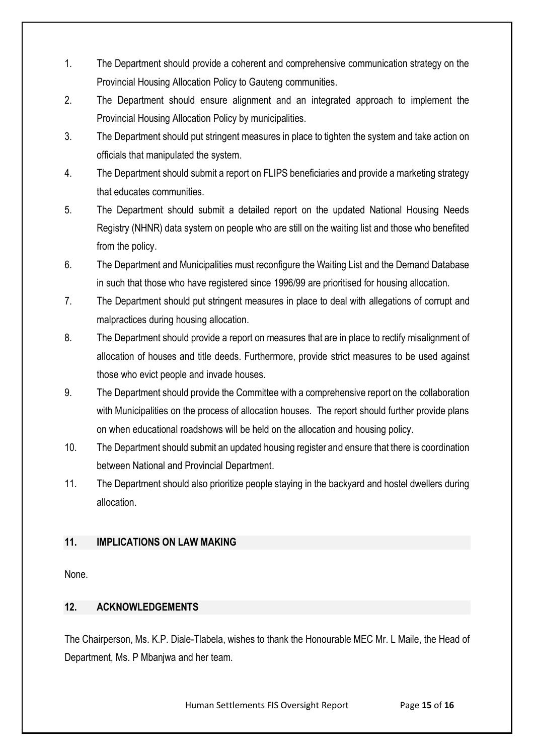1. The Department should provide a coherent and comprehensive communication strategy on the Provincial Housing Allocation Policy to Gauteng communities.
2. The Department should ensure alignment and an integrated approach to implement the Provincial Housing Allocation Policy by municipalities.
3. The Department should put stringent measures in place to tighten the system and take action on officials that manipulated the system.
4. The Department should submit a report on FLIPS beneficiaries and provide a marketing strategy that educates communities.
5. The Department should submit a detailed report on the updated National Housing Needs Registry (NHNR) data system on people who are still on the waiting list and those who benefited from the policy.
6. The Department and Municipalities must reconfigure the Waiting List and the Demand Database in such that those who have registered since 1996/99 are prioritised for housing allocation.
7. The Department should put stringent measures in place to deal with allegations of corrupt and malpractices during housing allocation.
8. The Department should provide a report on measures that are in place to rectify misalignment of allocation of houses and title deeds. Furthermore, provide strict measures to be used against those who evict people and invade houses.
9. The Department should provide the Committee with a comprehensive report on the collaboration with Municipalities on the process of allocation houses. The report should further provide plans on when educational roadshows will be held on the allocation and housing policy.
10. The Department should submit an updated housing register and ensure that there is coordination between National and Provincial Department.
11. The Department should also prioritize people staying in the backyard and hostel dwellers during allocation.

## 11. IMPLICATIONS ON LAW MAKING

None.

## 12. ACKNOWLEDGEMENTS

The Chairperson, Ms. K.P. Diale-Tlabela, wishes to thank the Honourable MEC Mr. L Maile, the Head of Department, Ms. P Mbanjwa and her team.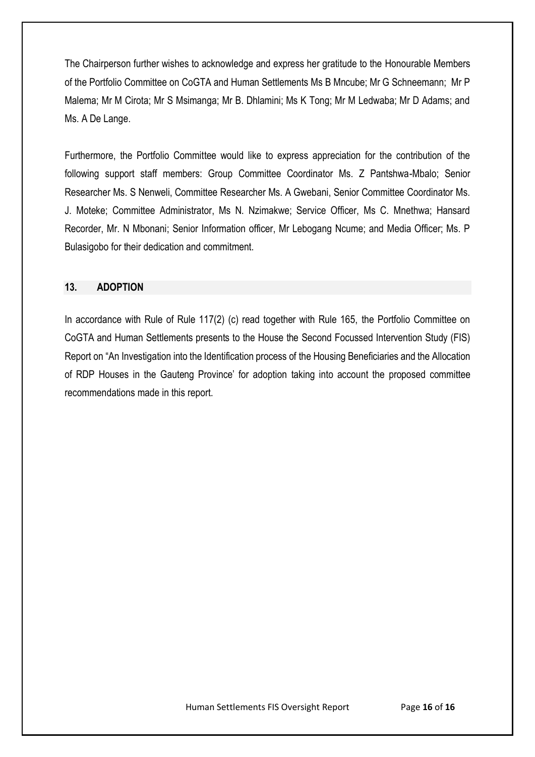The Chairperson further wishes to acknowledge and express her gratitude to the Honourable Members of the Portfolio Committee on CoGTA and Human Settlements Ms B Mncube; Mr G Schneemann; Mr P Malema; Mr M Cirota; Mr S Msimanga; Mr B. Dhlamini; Ms K Tong; Mr M Ledwaba; Mr D Adams; and Ms. A De Lange.

Furthermore, the Portfolio Committee would like to express appreciation for the contribution of the following support staff members: Group Committee Coordinator Ms. Z Pantshwa-Mbalo; Senior Researcher Ms. S Nenweli, Committee Researcher Ms. A Gwebani, Senior Committee Coordinator Ms. J. Moteke; Committee Administrator, Ms N. Nzimakwe; Service Officer, Ms C. Mnethwa; Hansard Recorder, Mr. N Mbonani; Senior Information officer, Mr Lebogang Ncume; and Media Officer; Ms. P Bulasigobo for their dedication and commitment.

## 13. ADOPTION

In accordance with Rule of Rule 117(2) (c) read together with Rule 165, the Portfolio Committee on CoGTA and Human Settlements presents to the House the Second Focussed Intervention Study (FIS) Report on "An Investigation into the Identification process of the Housing Beneficiaries and the Allocation of RDP Houses in the Gauteng Province' for adoption taking into account the proposed committee recommendations made in this report.